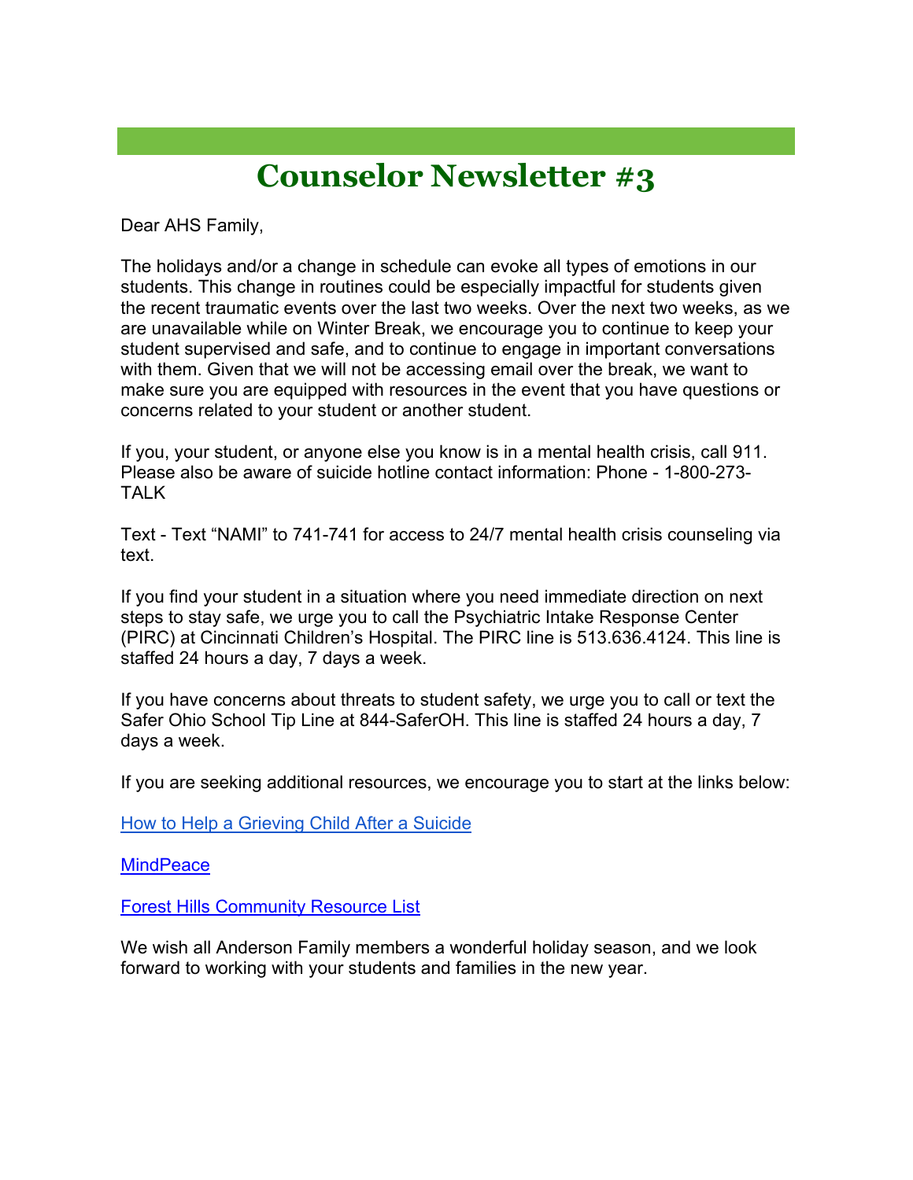# Counselor Newsletter #3

Dear AHS Family,

The holidays and/or a change in schedule can evoke all types of emotions in our students. This change in routines could be especially impactful for students given the recent traumatic events over the last two weeks. Over the next two weeks, as we are unavailable while on Winter Break, we encourage you to continue to keep your student supervised and safe, and to continue to engage in important conversations with them. Given that we will not be accessing email over the break, we want to make sure you are equipped with resources in the event that you have questions or concerns related to your student or another student.

If you, your student, or anyone else you know is in a mental health crisis, call 911. Please also be aware of suicide hotline contact information: Phone - 1-800-273-TALK

Text - Text "NAMI" to 741-741 for access to 24/7 mental health crisis counseling via text.

If you find your student in a situation where you need immediate direction on next steps to stay safe, we urge you to call the Psychiatric Intake Response Center (PIRC) at Cincinnati Children's Hospital. The PIRC line is 513.636.4124. This line is staffed 24 hours a day, 7 days a week.

If you have concerns about threats to student safety, we urge you to call or text the Safer Ohio School Tip Line at 844-SaferOH. This line is staffed 24 hours a day, 7 days a week.

If you are seeking additional resources, we encourage you to start at the links below:

How to Help a Grieving Child After a Suicide

MindPeace

Forest Hills Community Resource List

We wish all Anderson Family members a wonderful holiday season, and we look forward to working with your students and families in the new year.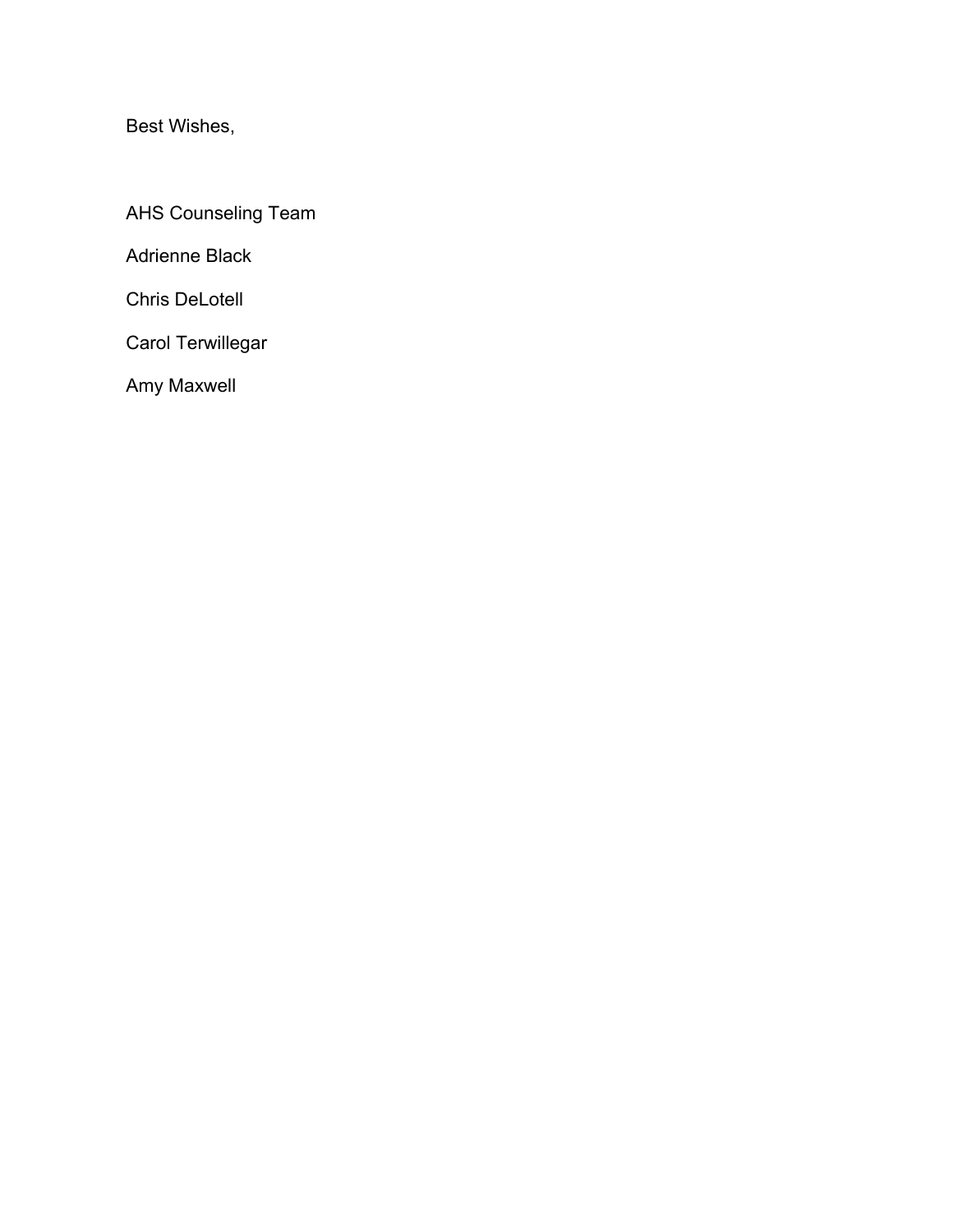Best Wishes,

AHS Counseling Team

Adrienne Black

Chris DeLotell

Carol Terwillegar

Amy Maxwell